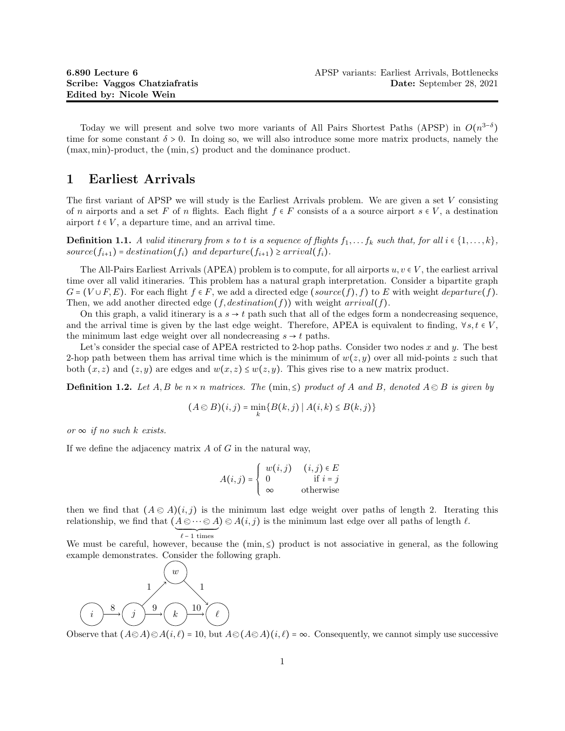**6.890 Lecture 6** APSP variants: Earliest Arrivals, Bottlenecks
**Scribe: Vaggos Chatziafratis** **Date:** September 28, 2021
**Edited by: Nicole Wein**

Today we will present and solve two more variants of All Pairs Shortest Paths (APSP) in $O(n^{3-\delta})$ time for some constant $\delta > 0$. In doing so, we will also introduce some more matrix products, namely the $(\max, \min)$-product, the $(\min, \leq)$ product and the dominance product.

# 1 Earliest Arrivals

The first variant of APSP we will study is the Earliest Arrivals problem. We are given a set $V$ consisting of $n$ airports and a set $F$ of $n$ flights. Each flight $f \in F$ consists of a a source airport $s \in V$, a destination airport $t \in V$, a departure time, and an arrival time.

**Definition 1.1.** *A valid itinerary from $s$ to $t$ is a sequence of flights $f_1, \dots f_k$ such that, for all $i \in \{1, \dots, k\}$, $source(f_{i+1}) = destination(f_i)$ and $departure(f_{i+1}) \geq arrival(f_i)$.*

The All-Pairs Earliest Arrivals (APEA) problem is to compute, for all airports $u, v \in V$, the earliest arrival time over all valid itineraries. This problem has a natural graph interpretation. Consider a bipartite graph $G = (V \cup F, E)$. For each flight $f \in F$, we add a directed edge $(source(f), f)$ to $E$ with weight $departure(f)$. Then, we add another directed edge $(f, destination(f))$ with weight $arrival(f)$.

On this graph, a valid itinerary is a $s \to t$ path such that all of the edges form a nondecreasing sequence, and the arrival time is given by the last edge weight. Therefore, APEA is equivalent to finding, $\forall s, t \in V$, the minimum last edge weight over all nondecreasing $s \to t$ paths.

Let's consider the special case of APEA restricted to 2-hop paths. Consider two nodes $x$ and $y$. The best 2-hop path between them has arrival time which is the minimum of $w(z, y)$ over all mid-points $z$ such that both $(x, z)$ and $(z, y)$ are edges and $w(x, z) \leq w(z, y)$. This gives rise to a new matrix product.

**Definition 1.2.** *Let $A, B$ be $n \times n$ matrices. The $(\min, \leq)$ product of $A$ and $B$, denoted $A \otimes B$ is given by*

$$(A \otimes B)(i, j) = \min_k \{B(k, j) \mid A(i, k) \leq B(k, j)\}$$

*or $\infty$ if no such $k$ exists.*

If we define the adjacency matrix $A$ of $G$ in the natural way,

$$A(i, j) = \begin{cases} w(i, j) & (i, j) \in E \\ 0 & \text{if } i = j \\ \infty & \text{otherwise} \end{cases}$$

then we find that $(A \otimes A)(i, j)$ is the minimum last edge weight over paths of length 2. Iterating this relationship, we find that $(\underbrace{A \otimes \cdots \otimes A}_{\ell - 1 \text{ times}}) \otimes A(i, j)$ is the minimum last edge over all paths of length $\ell$.

We must be careful, however, because the $(\min, \leq)$ product is not associative in general, as the following example demonstrates. Consider the following graph.

Observe that $(A \otimes A) \otimes A(i, \ell) = 10$, but $A \otimes (A \otimes A)(i, \ell) = \infty$. Consequently, we cannot simply use successive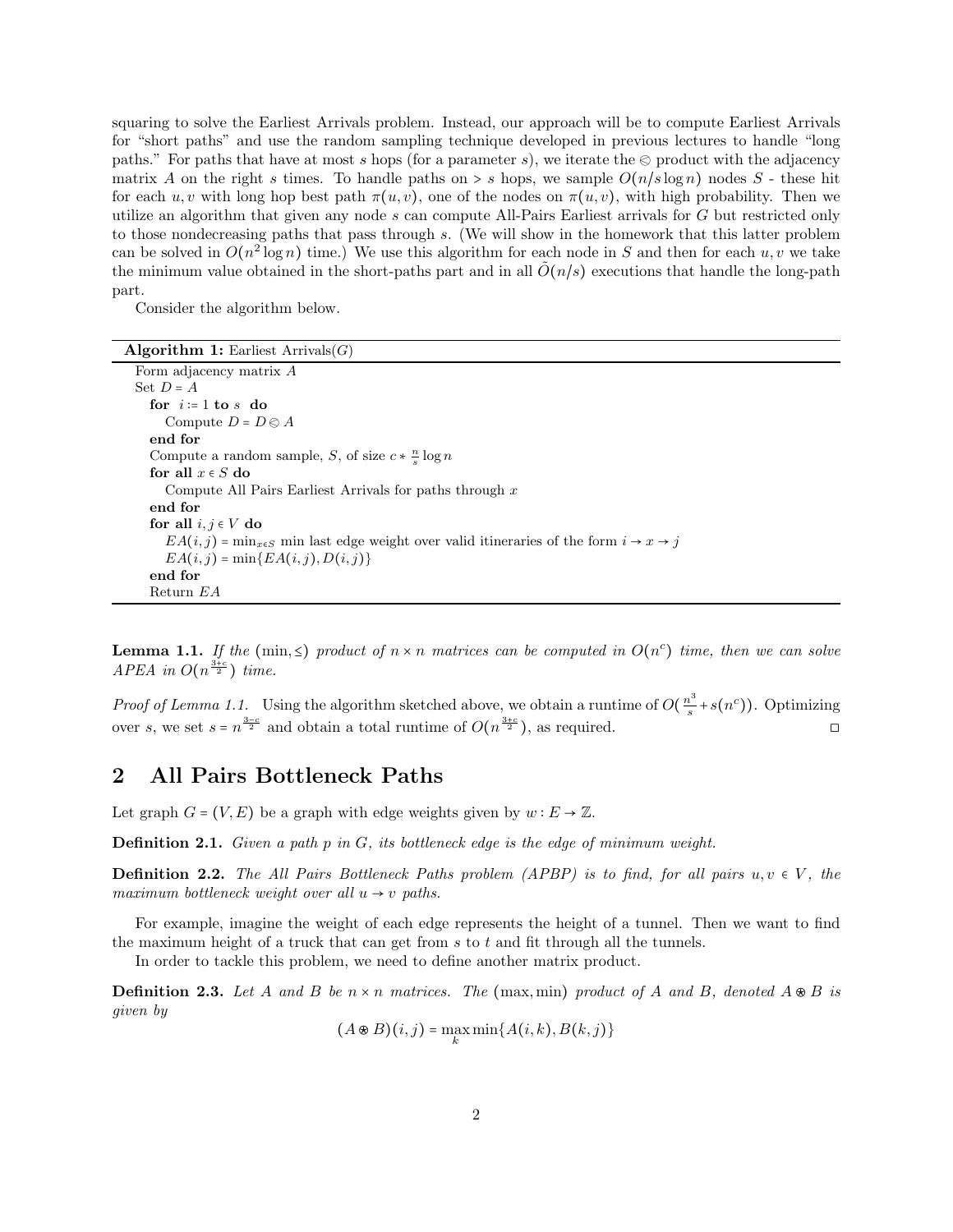squaring to solve the Earliest Arrivals problem. Instead, our approach will be to compute Earliest Arrivals for "short paths" and use the random sampling technique developed in previous lectures to handle "long paths." For paths that have at most $s$ hops (for a parameter $s$), we iterate the $\otimes$ product with the adjacency matrix $A$ on the right $s$ times. To handle paths on $> s$ hops, we sample $O(n/s \log n)$ nodes $S$ - these hit for each $u, v$ with long hop best path $\pi(u,v)$, one of the nodes on $\pi(u,v)$, with high probability. Then we utilize an algorithm that given any node $s$ can compute All-Pairs Earliest arrivals for $G$ but restricted only to those nondecreasing paths that pass through $s$. (We will show in the homework that this latter problem can be solved in $O(n^2 \log n)$ time.) We use this algorithm for each node in $S$ and then for each $u, v$ we take the minimum value obtained in the short-paths part and in all $\tilde{O}(n/s)$ executions that handle the long-path part.

Consider the algorithm below.

**Algorithm 1:** Earliest Arrivals($G$)

```
Form adjacency matrix A
Set D = A
  for i := 1 to s do
    Compute D = D ⊗ A
  end for
  Compute a random sample, S, of size c * (n/s) log n
  for all x ∈ S do
    Compute All Pairs Earliest Arrivals for paths through x
  end for
  for all i, j ∈ V do
    EA(i,j) = min_{x∈S} min last edge weight over valid itineraries of the form i → x → j
    EA(i,j) = min{EA(i,j), D(i,j)}
  end for
  Return EA
```

**Lemma 1.1.** *If the* $(\min, \leq)$ *product of* $n \times n$ *matrices can be computed in* $O(n^c)$ *time, then we can solve APEA in* $O(n^{\frac{3+c}{2}})$ *time.*

*Proof of Lemma 1.1.* Using the algorithm sketched above, we obtain a runtime of $O(\frac{n^3}{s} + s(n^c))$. Optimizing over $s$, we set $s = n^{\frac{3-c}{2}}$ and obtain a total runtime of $O(n^{\frac{3+c}{2}})$, as required. □

## 2 All Pairs Bottleneck Paths

Let graph $G = (V, E)$ be a graph with edge weights given by $w : E \to \mathbb{Z}$.

**Definition 2.1.** *Given a path $p$ in $G$, its bottleneck edge is the edge of minimum weight.*

**Definition 2.2.** *The All Pairs Bottleneck Paths problem (APBP) is to find, for all pairs $u, v \in V$, the maximum bottleneck weight over all $u \to v$ paths.*

For example, imagine the weight of each edge represents the height of a tunnel. Then we want to find the maximum height of a truck that can get from $s$ to $t$ and fit through all the tunnels.

In order to tackle this problem, we need to define another matrix product.

**Definition 2.3.** *Let $A$ and $B$ be $n \times n$ matrices. The $(\max, \min)$ product of $A$ and $B$, denoted $A \circledast B$ is given by*

$$(A \circledast B)(i,j) = \max_k \min\{A(i,k), B(k,j)\}$$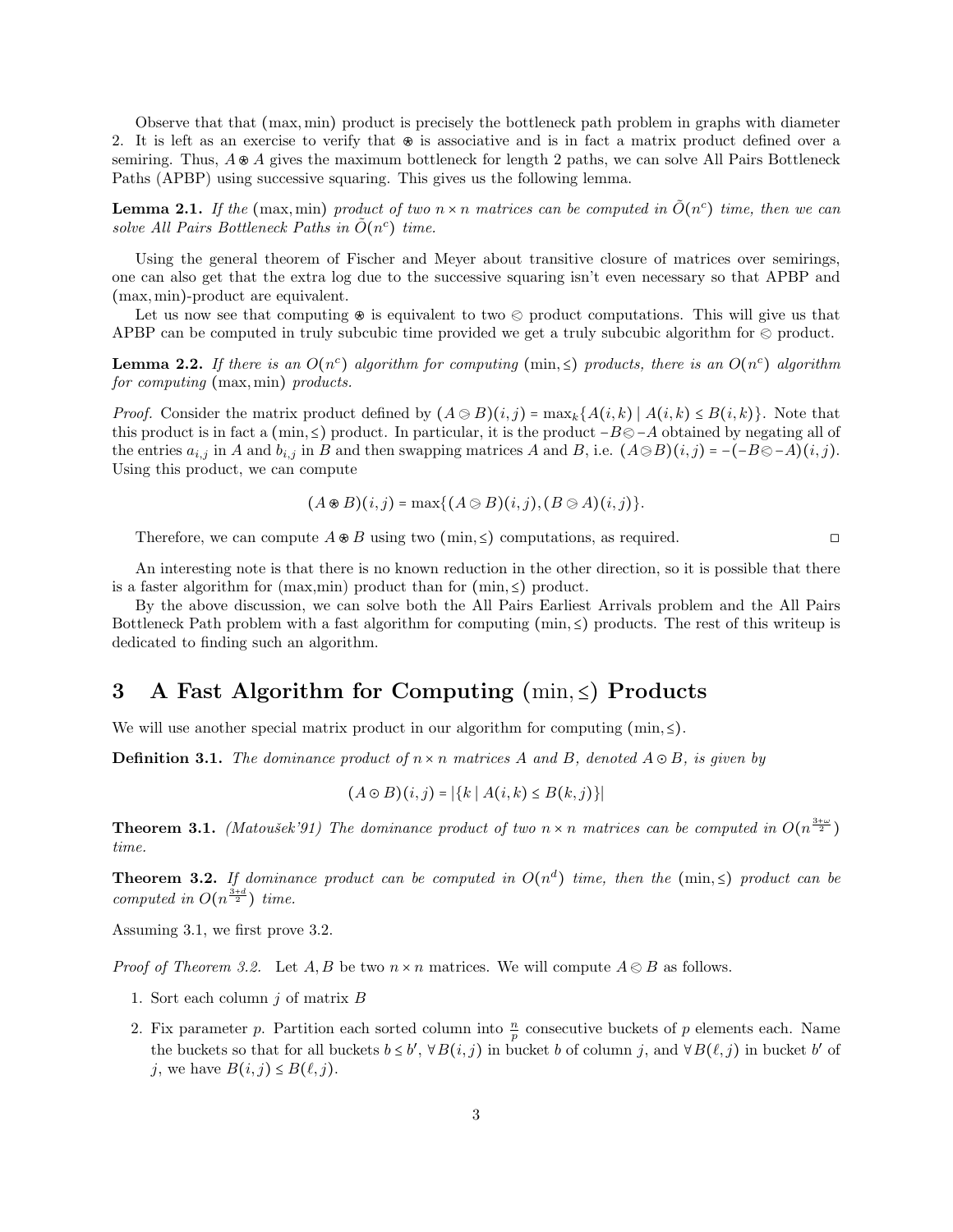Observe that that $(\max, \min)$ product is precisely the bottleneck path problem in graphs with diameter 2. It is left as an exercise to verify that $\circledast$ is associative and is in fact a matrix product defined over a semiring. Thus, $A \circledast A$ gives the maximum bottleneck for length 2 paths, we can solve All Pairs Bottleneck Paths (APBP) using successive squaring. This gives us the following lemma.

**Lemma 2.1.** *If the $(\max, \min)$ product of two $n \times n$ matrices can be computed in $\tilde{O}(n^c)$ time, then we can solve All Pairs Bottleneck Paths in $\tilde{O}(n^c)$ time.*

Using the general theorem of Fischer and Meyer about transitive closure of matrices over semirings, one can also get that the extra log due to the successive squaring isn't even necessary so that APBP and $(\max, \min)$-product are equivalent.

Let us now see that computing $\circledast$ is equivalent to two $\otimes$ product computations. This will give us that APBP can be computed in truly subcubic time provided we get a truly subcubic algorithm for $\otimes$ product.

**Lemma 2.2.** *If there is an $O(n^c)$ algorithm for computing $(\min, \le)$ products, there is an $O(n^c)$ algorithm for computing $(\max, \min)$ products.*

*Proof.* Consider the matrix product defined by $(A \circleddash B)(i,j) = \max_k\{A(i,k) \mid A(i,k) \le B(i,k)\}$. Note that this product is in fact a $(\min, \le)$ product. In particular, it is the product $-B \otimes -A$ obtained by negating all of the entries $a_{i,j}$ in $A$ and $b_{i,j}$ in $B$ and then swapping matrices $A$ and $B$, i.e. $(A \circleddash B)(i,j) = -(-B \otimes -A)(i,j)$. Using this product, we can compute

$$(A \circledast B)(i,j) = \max\{(A \circleddash B)(i,j), (B \circleddash A)(i,j)\}.$$

Therefore, we can compute $A \circledast B$ using two $(\min, \le)$ computations, as required. $\square$

An interesting note is that there is no known reduction in the other direction, so it is possible that there is a faster algorithm for (max,min) product than for $(\min, \le)$ product.

By the above discussion, we can solve both the All Pairs Earliest Arrivals problem and the All Pairs Bottleneck Path problem with a fast algorithm for computing $(\min, \le)$ products. The rest of this writeup is dedicated to finding such an algorithm.

## 3 A Fast Algorithm for Computing $(\min, \le)$ Products

We will use another special matrix product in our algorithm for computing $(\min, \le)$.

**Definition 3.1.** *The dominance product of $n \times n$ matrices $A$ and $B$, denoted $A \odot B$, is given by*

$$(A \odot B)(i,j) = |\{k \mid A(i,k) \le B(k,j)\}|$$

**Theorem 3.1.** *(Matoušek'91) The dominance product of two $n \times n$ matrices can be computed in $O(n^{\frac{3+\omega}{2}})$ time.*

**Theorem 3.2.** *If dominance product can be computed in $O(n^d)$ time, then the $(\min, \le)$ product can be computed in $O(n^{\frac{3+d}{2}})$ time.*

Assuming 3.1, we first prove 3.2.

*Proof of Theorem 3.2.* Let $A, B$ be two $n \times n$ matrices. We will compute $A \otimes B$ as follows.

1. Sort each column $j$ of matrix $B$
2. Fix parameter $p$. Partition each sorted column into $\frac{n}{p}$ consecutive buckets of $p$ elements each. Name the buckets so that for all buckets $b \le b'$, $\forall B(i,j)$ in bucket $b$ of column $j$, and $\forall B(\ell, j)$ in bucket $b'$ of $j$, we have $B(i,j) \le B(\ell, j)$.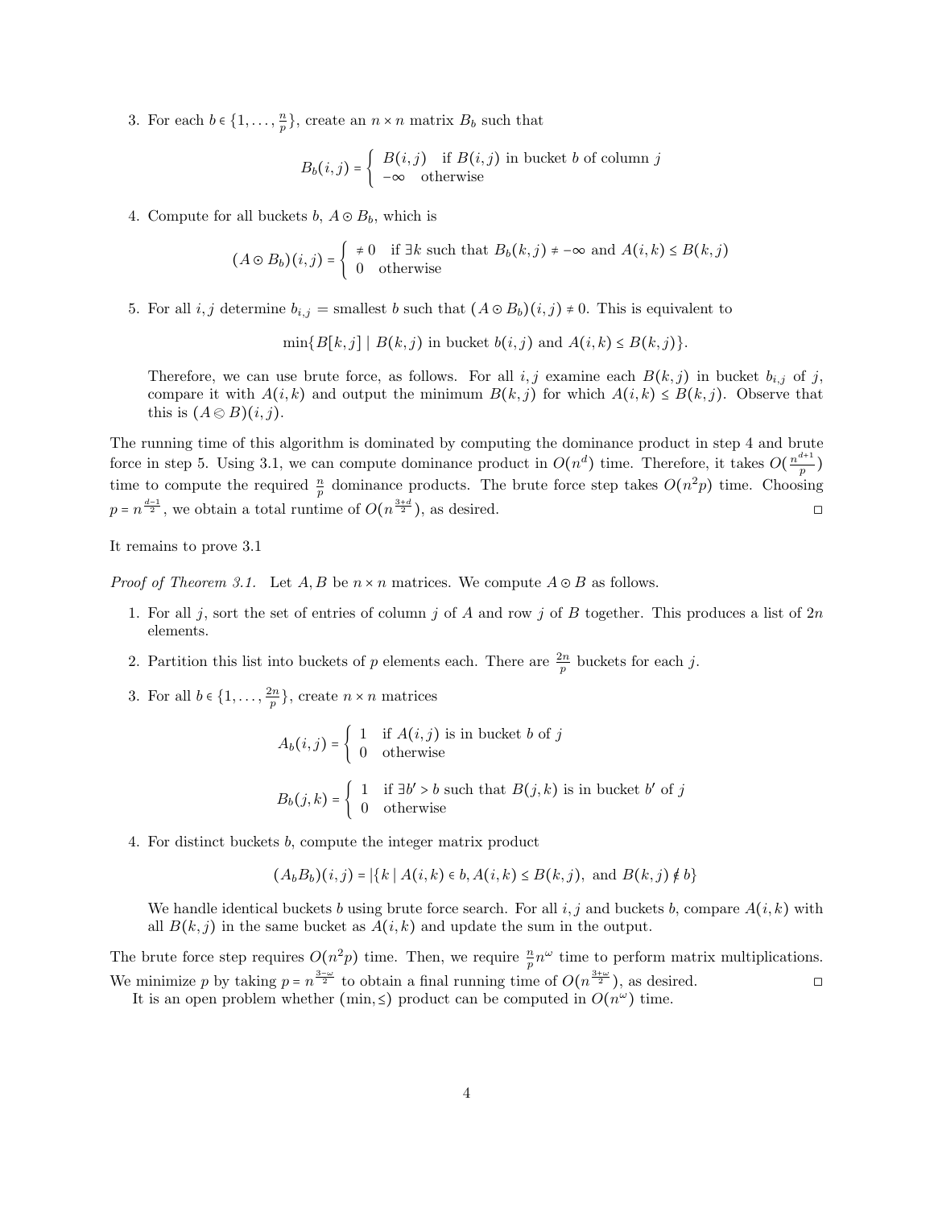3. For each $b \in \{1, \dots, \frac{n}{p}\}$, create an $n \times n$ matrix $B_b$ such that

$$B_b(i,j) = \begin{cases} B(i,j) & \text{if } B(i,j) \text{ in bucket } b \text{ of column } j \\ -\infty & \text{otherwise} \end{cases}$$

4. Compute for all buckets $b$, $A \odot B_b$, which is

$$(A \odot B_b)(i,j) = \begin{cases} \neq 0 & \text{if } \exists k \text{ such that } B_b(k,j) \neq -\infty \text{ and } A(i,k) \leq B(k,j) \\ 0 & \text{otherwise} \end{cases}$$

5. For all $i, j$ determine $b_{i,j}$ = smallest $b$ such that $(A \odot B_b)(i,j) \neq 0$. This is equivalent to

$$\min\{B[k,j] \mid B(k,j) \text{ in bucket } b(i,j) \text{ and } A(i,k) \leq B(k,j)\}.$$

Therefore, we can use brute force, as follows. For all $i, j$ examine each $B(k,j)$ in bucket $b_{i,j}$ of $j$, compare it with $A(i,k)$ and output the minimum $B(k,j)$ for which $A(i,k) \leq B(k,j)$. Observe that this is $(A \circledcirc B)(i,j)$.

The running time of this algorithm is dominated by computing the dominance product in step 4 and brute force in step 5. Using 3.1, we can compute dominance product in $O(n^d)$ time. Therefore, it takes $O(\frac{n^{d+1}}{p})$ time to compute the required $\frac{n}{p}$ dominance products. The brute force step takes $O(n^2 p)$ time. Choosing $p = n^{\frac{d-1}{2}}$, we obtain a total runtime of $O(n^{\frac{3+d}{2}})$, as desired. □

It remains to prove 3.1

*Proof of Theorem 3.1.* Let $A, B$ be $n \times n$ matrices. We compute $A \odot B$ as follows.

1. For all $j$, sort the set of entries of column $j$ of $A$ and row $j$ of $B$ together. This produces a list of $2n$ elements.
2. Partition this list into buckets of $p$ elements each. There are $\frac{2n}{p}$ buckets for each $j$.
3. For all $b \in \{1, \dots, \frac{2n}{p}\}$, create $n \times n$ matrices

$$A_b(i,j) = \begin{cases} 1 & \text{if } A(i,j) \text{ is in bucket } b \text{ of } j \\ 0 & \text{otherwise} \end{cases}$$

$$B_b(j,k) = \begin{cases} 1 & \text{if } \exists b' > b \text{ such that } B(j,k) \text{ is in bucket } b' \text{ of } j \\ 0 & \text{otherwise} \end{cases}$$

4. For distinct buckets $b$, compute the integer matrix product

$$(A_b B_b)(i,j) = |\{k \mid A(i,k) \in b, A(i,k) \leq B(k,j), \text{ and } B(k,j) \notin b\}$$

We handle identical buckets $b$ using brute force search. For all $i, j$ and buckets $b$, compare $A(i,k)$ with all $B(k,j)$ in the same bucket as $A(i,k)$ and update the sum in the output.

The brute force step requires $O(n^2 p)$ time. Then, we require $\frac{n}{p} n^\omega$ time to perform matrix multiplications. We minimize $p$ by taking $p = n^{\frac{3-\omega}{2}}$ to obtain a final running time of $O(n^{\frac{3+\omega}{2}})$, as desired. □

It is an open problem whether $(\min, \leq)$ product can be computed in $O(n^\omega)$ time.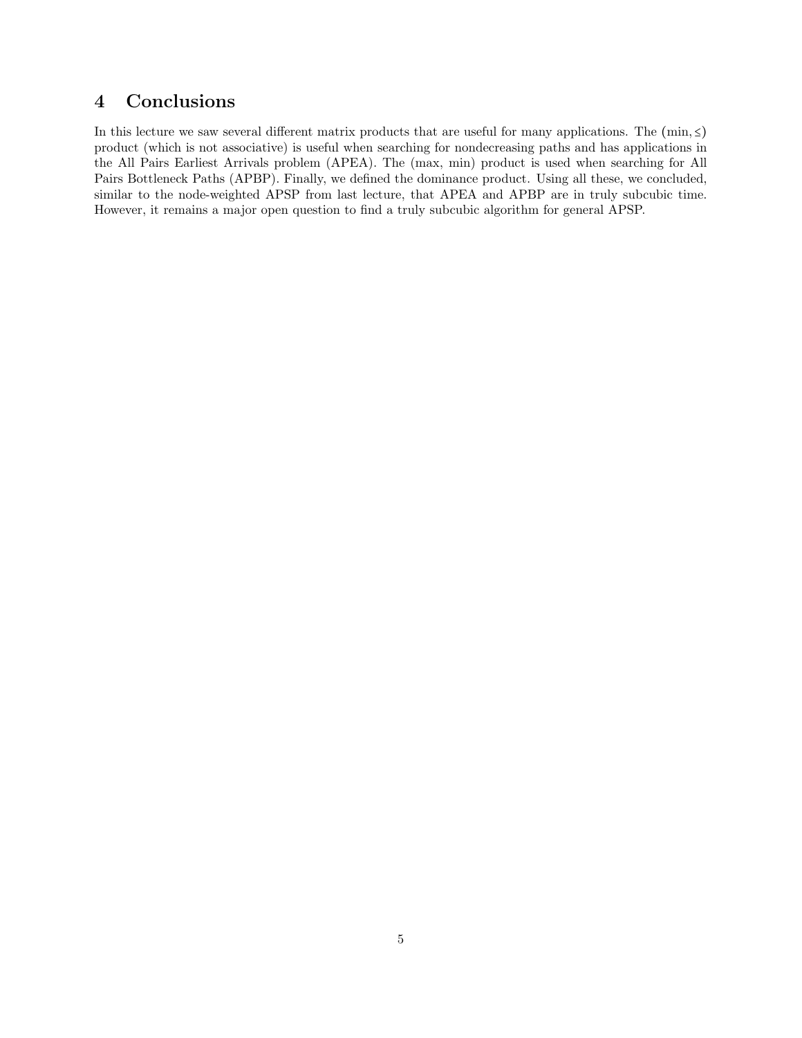## 4 Conclusions

In this lecture we saw several different matrix products that are useful for many applications. The $(\min, \leq)$ product (which is not associative) is useful when searching for nondecreasing paths and has applications in the All Pairs Earliest Arrivals problem (APEA). The (max, min) product is used when searching for All Pairs Bottleneck Paths (APBP). Finally, we defined the dominance product. Using all these, we concluded, similar to the node-weighted APSP from last lecture, that APEA and APBP are in truly subcubic time. However, it remains a major open question to find a truly subcubic algorithm for general APSP.